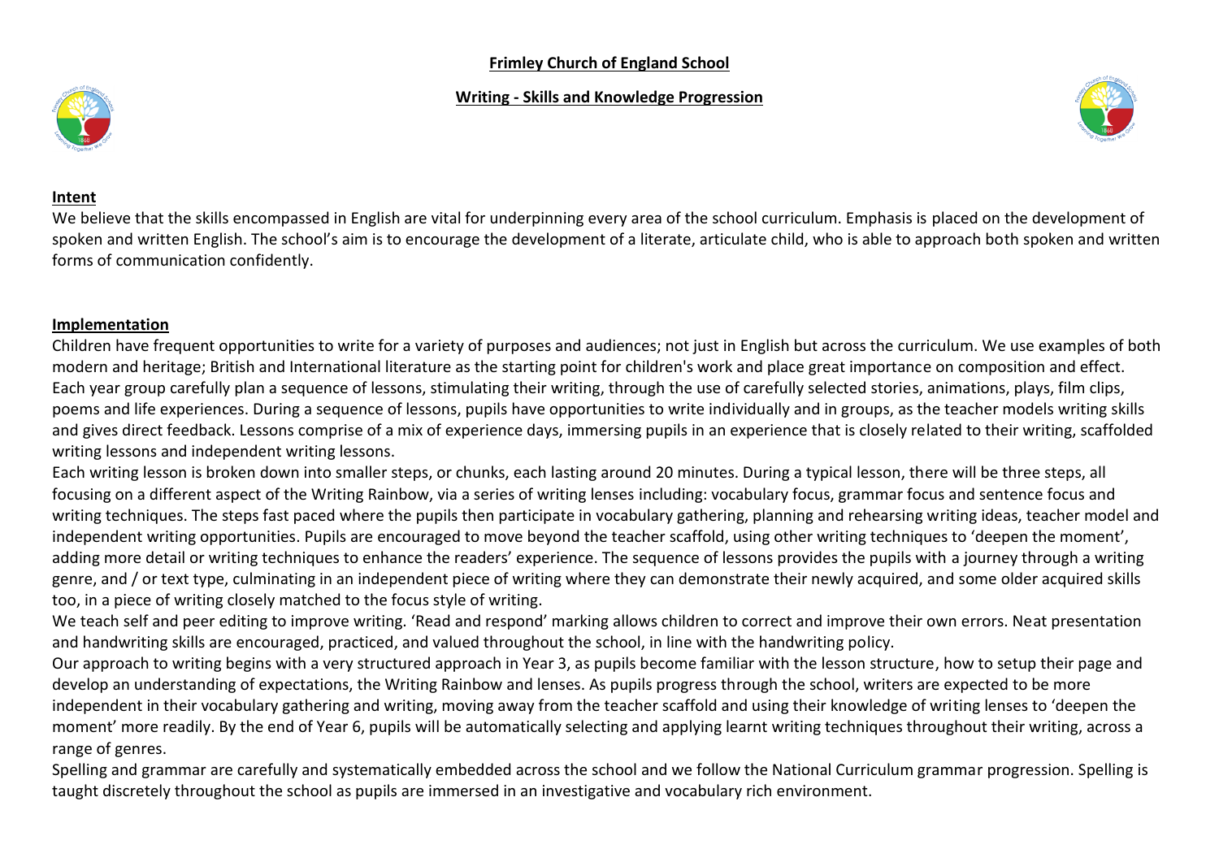# Frimley Church of England School

## Writing - Skills and Knowledge Progression

### Intent

We believe that the skills encompassed in English are vital for underpinning every area of the school curriculum. Emphasis is placed on the development of spoken and written English. The school's aim is to encourage the development of a literate, articulate child, who is able to approach both spoken and written forms of communication confidently.

### Implementation

Children have frequent opportunities to write for a variety of purposes and audiences; not just in English but across the curriculum. We use examples of both modern and heritage; British and International literature as the starting point for children's work and place great importance on composition and effect. Each year group carefully plan a sequence of lessons, stimulating their writing, through the use of carefully selected stories, animations, plays, film clips, poems and life experiences. During a sequence of lessons, pupils have opportunities to write individually and in groups, as the teacher models writing skills and gives direct feedback. Lessons comprise of a mix of experience days, immersing pupils in an experience that is closely related to their writing, scaffolded writing lessons and independent writing lessons.

Each writing lesson is broken down into smaller steps, or chunks, each lasting around 20 minutes. During a typical lesson, there will be three steps, all focusing on a different aspect of the Writing Rainbow, via a series of writing lenses including: vocabulary focus, grammar focus and sentence focus and writing techniques. The steps fast paced where the pupils then participate in vocabulary gathering, planning and rehearsing writing ideas, teacher model and independent writing opportunities. Pupils are encouraged to move beyond the teacher scaffold, using other writing techniques to 'deepen the moment', adding more detail or writing techniques to enhance the readers' experience. The sequence of lessons provides the pupils with a journey through a writing genre, and / or text type, culminating in an independent piece of writing where they can demonstrate their newly acquired, and some older acquired skills too, in a piece of writing closely matched to the focus style of writing.

We teach self and peer editing to improve writing. 'Read and respond' marking allows children to correct and improve their own errors. Neat presentation and handwriting skills are encouraged, practiced, and valued throughout the school, in line with the handwriting policy.

Our approach to writing begins with a very structured approach in Year 3, as pupils become familiar with the lesson structure, how to setup their page and develop an understanding of expectations, the Writing Rainbow and lenses. As pupils progress through the school, writers are expected to be more independent in their vocabulary gathering and writing, moving away from the teacher scaffold and using their knowledge of writing lenses to 'deepen the moment' more readily. By the end of Year 6, pupils will be automatically selecting and applying learnt writing techniques throughout their writing, across a range of genres.

Spelling and grammar are carefully and systematically embedded across the school and we follow the National Curriculum grammar progression. Spelling is taught discretely throughout the school as pupils are immersed in an investigative and vocabulary rich environment.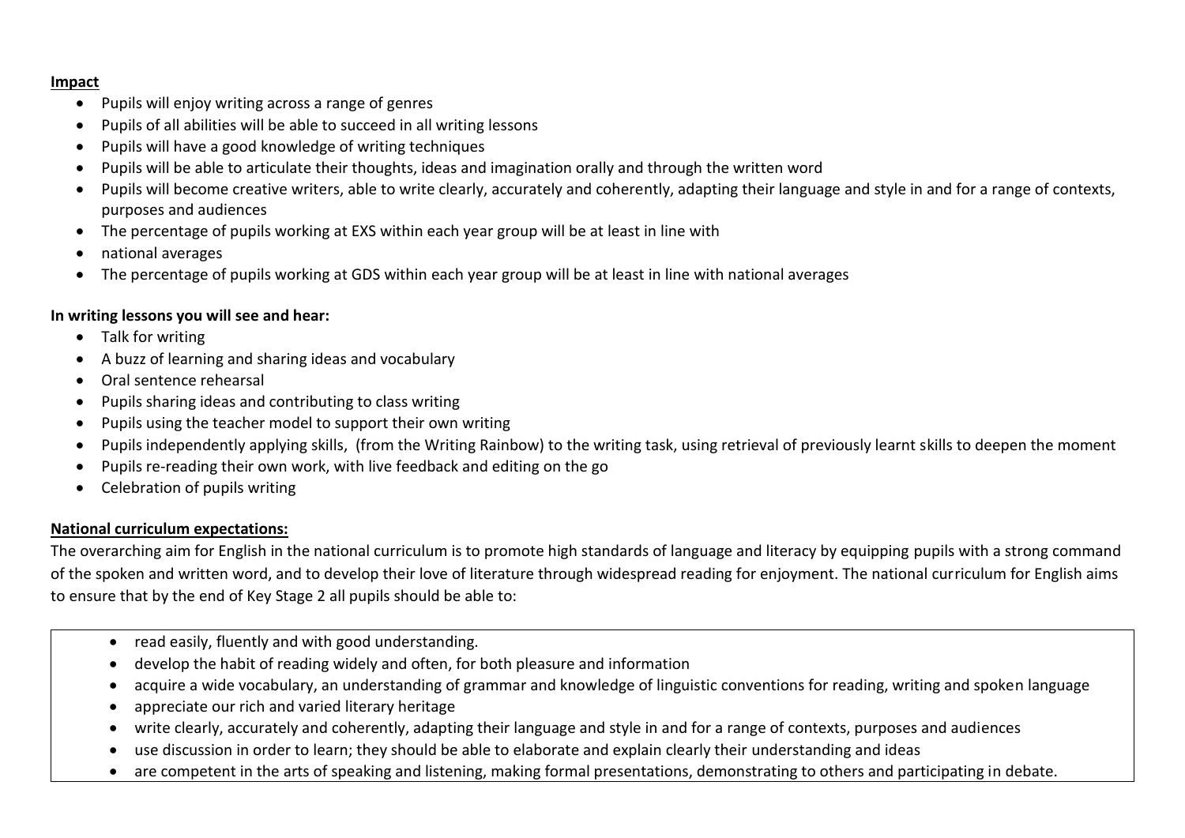**Impact**

- Pupils will enjoy writing across a range of genres
- Pupils of all abilities will be able to succeed in all writing lessons
- Pupils will have a good knowledge of writing techniques
- Pupils will be able to articulate their thoughts, ideas and imagination orally and through the written word
- Pupils will become creative writers, able to write clearly, accurately and coherently, adapting their language and style in and for a range of contexts, purposes and audiences
- The percentage of pupils working at EXS within each year group will be at least in line with
- national averages
- The percentage of pupils working at GDS within each year group will be at least in line with national averages

**In writing lessons you will see and hear:**

- Talk for writing
- A buzz of learning and sharing ideas and vocabulary
- Oral sentence rehearsal
- Pupils sharing ideas and contributing to class writing
- Pupils using the teacher model to support their own writing
- Pupils independently applying skills, (from the Writing Rainbow) to the writing task, using retrieval of previously learnt skills to deepen the moment
- Pupils re-reading their own work, with live feedback and editing on the go
- Celebration of pupils writing

**National curriculum expectations:**

The overarching aim for English in the national curriculum is to promote high standards of language and literacy by equipping pupils with a strong command of the spoken and written word, and to develop their love of literature through widespread reading for enjoyment. The national curriculum for English aims to ensure that by the end of Key Stage 2 all pupils should be able to:

- read easily, fluently and with good understanding.
- develop the habit of reading widely and often, for both pleasure and information
- acquire a wide vocabulary, an understanding of grammar and knowledge of linguistic conventions for reading, writing and spoken language
- appreciate our rich and varied literary heritage
- write clearly, accurately and coherently, adapting their language and style in and for a range of contexts, purposes and audiences
- use discussion in order to learn; they should be able to elaborate and explain clearly their understanding and ideas
- are competent in the arts of speaking and listening, making formal presentations, demonstrating to others and participating in debate.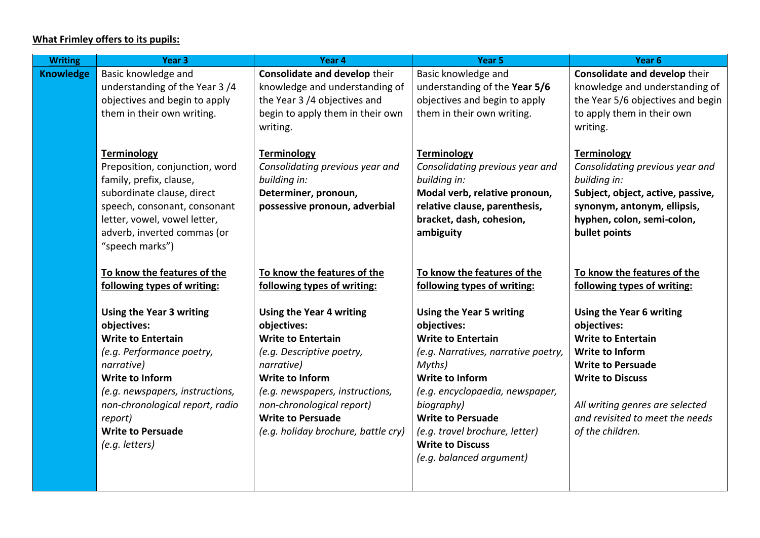**What Frimley offers to its pupils:**

| Writing | Year 3 | Year 4 | Year 5 | Year 6 |
|---|---|---|---|---|
| **Knowledge** | Basic knowledge and understanding of the Year 3 /4 objectives and begin to apply them in their own writing.<br><br>**Terminology**<br>Preposition, conjunction, word family, prefix, clause, subordinate clause, direct speech, consonant, consonant letter, vowel, vowel letter, adverb, inverted commas (or "speech marks")<br><br>**To know the features of the following types of writing:**<br><br>**Using the Year 3 writing objectives:**<br>**Write to Entertain**<br>*(e.g. Performance poetry, narrative)*<br>**Write to Inform**<br>*(e.g. newspapers, instructions, non-chronological report, radio report)*<br>**Write to Persuade**<br>*(e.g. letters)* | **Consolidate and develop** their knowledge and understanding of the Year 3 /4 objectives and begin to apply them in their own writing.<br><br>**Terminology**<br>*Consolidating previous year and building in:*<br>**Determiner, pronoun, possessive pronoun, adverbial**<br><br>**To know the features of the following types of writing:**<br><br>**Using the Year 4 writing objectives:**<br>**Write to Entertain**<br>*(e.g. Descriptive poetry, narrative)*<br>**Write to Inform**<br>*(e.g. newspapers, instructions, non-chronological report)*<br>**Write to Persuade**<br>*(e.g. holiday brochure, battle cry)* | Basic knowledge and understanding of the **Year 5/6** objectives and begin to apply them in their own writing.<br><br>**Terminology**<br>*Consolidating previous year and building in:*<br>**Modal verb, relative pronoun, relative clause, parenthesis, bracket, dash, cohesion, ambiguity**<br><br>**To know the features of the following types of writing:**<br><br>**Using the Year 5 writing objectives:**<br>**Write to Entertain**<br>*(e.g. Narratives, narrative poetry, Myths)*<br>**Write to Inform**<br>*(e.g. encyclopaedia, newspaper, biography)*<br>**Write to Persuade**<br>*(e.g. travel brochure, letter)*<br>**Write to Discuss**<br>*(e.g. balanced argument)* | **Consolidate and develop** their knowledge and understanding of the Year 5/6 objectives and begin to apply them in their own writing.<br><br>**Terminology**<br>*Consolidating previous year and building in:*<br>**Subject, object, active, passive, synonym, antonym, ellipsis, hyphen, colon, semi-colon, bullet points**<br><br>**To know the features of the following types of writing:**<br><br>**Using the Year 6 writing objectives:**<br>**Write to Entertain**<br>**Write to Inform**<br>**Write to Persuade**<br>**Write to Discuss**<br><br>*All writing genres are selected and revisited to meet the needs of the children.* |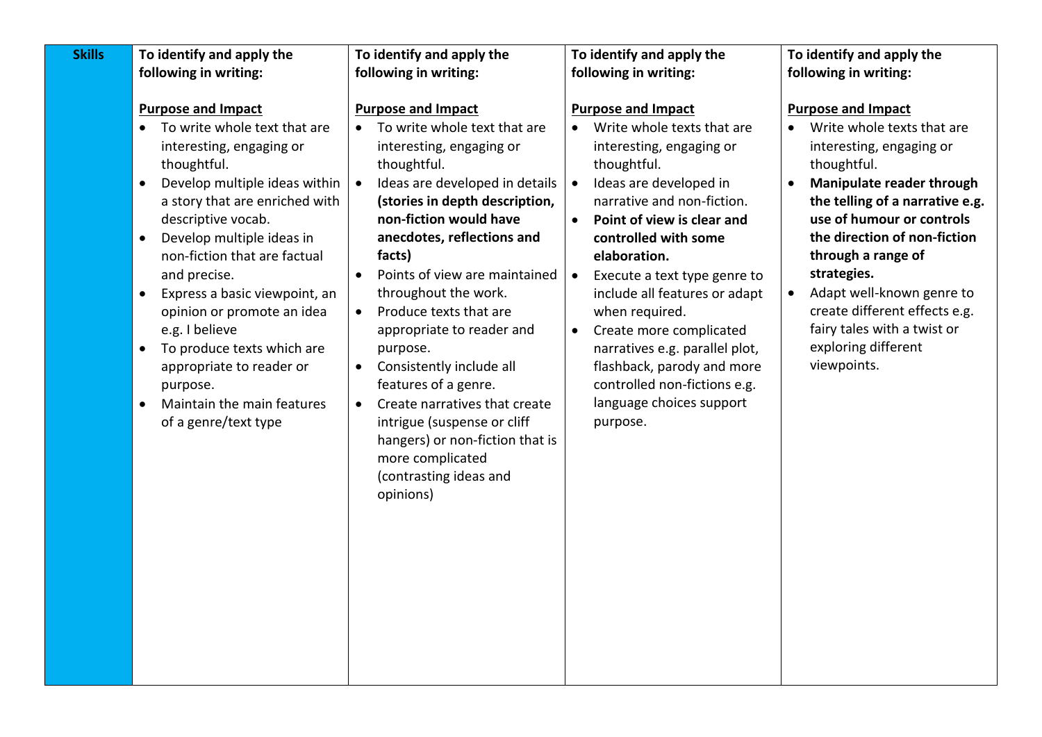| Skills | To identify and apply the following in writing: | To identify and apply the following in writing: | To identify and apply the following in writing: | To identify and apply the following in writing: |
|---|---|---|---|---|
| | **Purpose and Impact**<br>• To write whole text that are interesting, engaging or thoughtful.<br>• Develop multiple ideas within a story that are enriched with descriptive vocab.<br>• Develop multiple ideas in non-fiction that are factual and precise.<br>• Express a basic viewpoint, an opinion or promote an idea e.g. I believe<br>• To produce texts which are appropriate to reader or purpose.<br>• Maintain the main features of a genre/text type | **Purpose and Impact**<br>• To write whole text that are interesting, engaging or thoughtful.<br>• Ideas are developed in details **(stories in depth description, non-fiction would have anecdotes, reflections and facts)**<br>• Points of view are maintained throughout the work.<br>• Produce texts that are appropriate to reader and purpose.<br>• Consistently include all features of a genre.<br>• Create narratives that create intrigue (suspense or cliff hangers) or non-fiction that is more complicated (contrasting ideas and opinions) | **Purpose and Impact**<br>• Write whole texts that are interesting, engaging or thoughtful.<br>• Ideas are developed in narrative and non-fiction.<br>• **Point of view is clear and controlled with some elaboration.**<br>• Execute a text type genre to include all features or adapt when required.<br>• Create more complicated narratives e.g. parallel plot, flashback, parody and more controlled non-fictions e.g. language choices support purpose. | **Purpose and Impact**<br>• Write whole texts that are interesting, engaging or thoughtful.<br>• **Manipulate reader through the telling of a narrative e.g. use of humour or controls the direction of non-fiction through a range of strategies.**<br>• Adapt well-known genre to create different effects e.g. fairy tales with a twist or exploring different viewpoints. |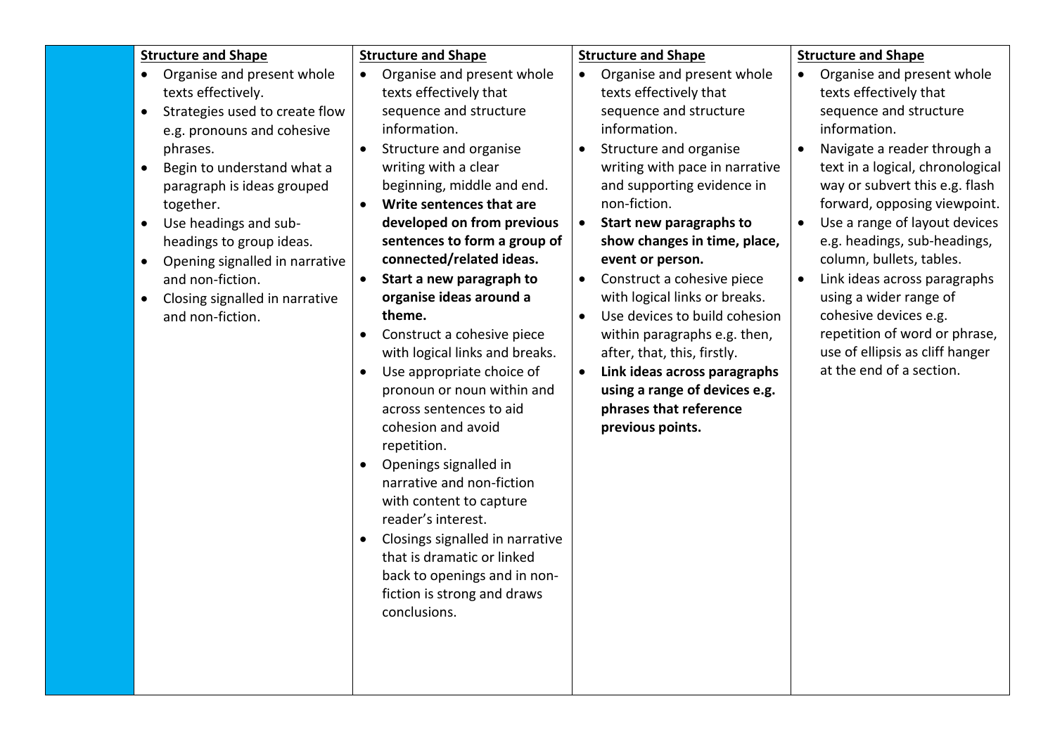| | **Structure and Shape** | **Structure and Shape** | **Structure and Shape** | **Structure and Shape** |
|---|---|---|---|---|
| | • Organise and present whole texts effectively.<br>• Strategies used to create flow e.g. pronouns and cohesive phrases.<br>• Begin to understand what a paragraph is ideas grouped together.<br>• Use headings and sub-headings to group ideas.<br>• Opening signalled in narrative and non-fiction.<br>• Closing signalled in narrative and non-fiction. | • Organise and present whole texts effectively that sequence and structure information.<br>• Structure and organise writing with a clear beginning, middle and end.<br>• **Write sentences that are developed on from previous sentences to form a group of connected/related ideas.**<br>• **Start a new paragraph to organise ideas around a theme.**<br>• Construct a cohesive piece with logical links and breaks.<br>• Use appropriate choice of pronoun or noun within and across sentences to aid cohesion and avoid repetition.<br>• Openings signalled in narrative and non-fiction with content to capture reader's interest.<br>• Closings signalled in narrative that is dramatic or linked back to openings and in non-fiction is strong and draws conclusions. | • Organise and present whole texts effectively that sequence and structure information.<br>• Structure and organise writing with pace in narrative and supporting evidence in non-fiction.<br>• **Start new paragraphs to show changes in time, place, event or person.**<br>• Construct a cohesive piece with logical links or breaks.<br>• Use devices to build cohesion within paragraphs e.g. then, after, that, this, firstly.<br>• **Link ideas across paragraphs using a range of devices e.g. phrases that reference previous points.** | • Organise and present whole texts effectively that sequence and structure information.<br>• Navigate a reader through a text in a logical, chronological way or subvert this e.g. flash forward, opposing viewpoint.<br>• Use a range of layout devices e.g. headings, sub-headings, column, bullets, tables.<br>• Link ideas across paragraphs using a wider range of cohesive devices e.g. repetition of word or phrase, use of ellipsis as cliff hanger at the end of a section. |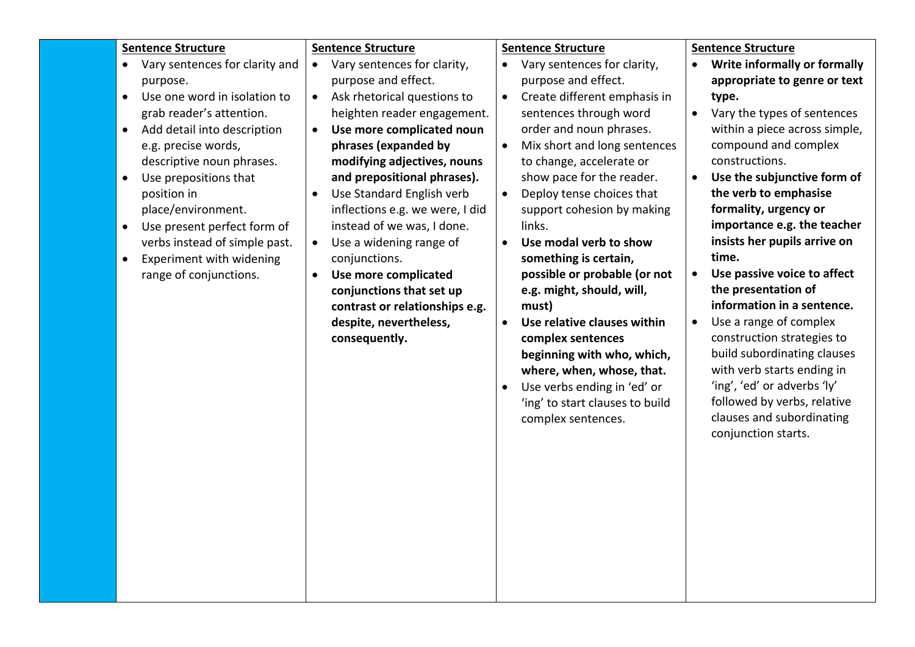| | | | | |
|---|---|---|---|---|
| | **Sentence Structure**<br>• Vary sentences for clarity and purpose.<br>• Use one word in isolation to grab reader's attention.<br>• Add detail into description e.g. precise words, descriptive noun phrases.<br>• Use prepositions that position in place/environment.<br>• Use present perfect form of verbs instead of simple past.<br>• Experiment with widening range of conjunctions. | **Sentence Structure**<br>• Vary sentences for clarity, purpose and effect.<br>• Ask rhetorical questions to heighten reader engagement.<br>• **Use more complicated noun phrases (expanded by modifying adjectives, nouns and prepositional phrases).**<br>• Use Standard English verb inflections e.g. we were, I did instead of we was, I done.<br>• Use a widening range of conjunctions.<br>• **Use more complicated conjunctions that set up contrast or relationships e.g. despite, nevertheless, consequently.** | **Sentence Structure**<br>• Vary sentences for clarity, purpose and effect.<br>• Create different emphasis in sentences through word order and noun phrases.<br>• Mix short and long sentences to change, accelerate or show pace for the reader.<br>• Deploy tense choices that support cohesion by making links.<br>• **Use modal verb to show something is certain, possible or probable (or not e.g. might, should, will, must)**<br>• **Use relative clauses within complex sentences beginning with who, which, where, when, whose, that.**<br>• Use verbs ending in 'ed' or 'ing' to start clauses to build complex sentences. | **Sentence Structure**<br>• **Write informally or formally appropriate to genre or text type.**<br>• Vary the types of sentences within a piece across simple, compound and complex constructions.<br>• **Use the subjunctive form of the verb to emphasise formality, urgency or importance e.g. the teacher insists her pupils arrive on time.**<br>• **Use passive voice to affect the presentation of information in a sentence.**<br>• Use a range of complex construction strategies to build subordinating clauses with verb starts ending in 'ing', 'ed' or adverbs 'ly' followed by verbs, relative clauses and subordinating conjunction starts. |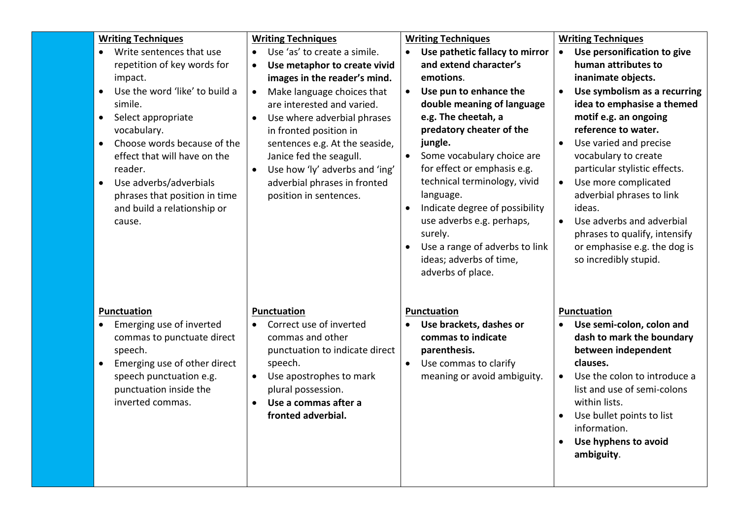| | | | | |
|---|---|---|---|---|
| | **Writing Techniques**<br>• Write sentences that use repetition of key words for impact.<br>• Use the word 'like' to build a simile.<br>• Select appropriate vocabulary.<br>• Choose words because of the effect that will have on the reader.<br>• Use adverbs/adverbials phrases that position in time and build a relationship or cause. | **Writing Techniques**<br>• Use 'as' to create a simile.<br>• **Use metaphor to create vivid images in the reader's mind.**<br>• Make language choices that are interested and varied.<br>• Use where adverbial phrases in fronted position in sentences e.g. At the seaside, Janice fed the seagull.<br>• Use how 'ly' adverbs and 'ing' adverbial phrases in fronted position in sentences. | **Writing Techniques**<br>• **Use pathetic fallacy to mirror and extend character's emotions**.<br>• **Use pun to enhance the double meaning of language e.g. The cheetah, a predatory cheater of the jungle.**<br>• Some vocabulary choice are for effect or emphasis e.g. technical terminology, vivid language.<br>• Indicate degree of possibility use adverbs e.g. perhaps, surely.<br>• Use a range of adverbs to link ideas; adverbs of time, adverbs of place. | **Writing Techniques**<br>• **Use personification to give human attributes to inanimate objects.**<br>• **Use symbolism as a recurring idea to emphasise a themed motif e.g. an ongoing reference to water.**<br>• Use varied and precise vocabulary to create particular stylistic effects.<br>• Use more complicated adverbial phrases to link ideas.<br>• Use adverbs and adverbial phrases to qualify, intensify or emphasise e.g. the dog is so incredibly stupid. |
| | **Punctuation**<br>• Emerging use of inverted commas to punctuate direct speech.<br>• Emerging use of other direct speech punctuation e.g. punctuation inside the inverted commas. | **Punctuation**<br>• Correct use of inverted commas and other punctuation to indicate direct speech.<br>• Use apostrophes to mark plural possession.<br>• **Use a commas after a fronted adverbial.** | **Punctuation**<br>• **Use brackets, dashes or commas to indicate parenthesis.**<br>• Use commas to clarify meaning or avoid ambiguity. | **Punctuation**<br>• **Use semi-colon, colon and dash to mark the boundary between independent clauses.**<br>• Use the colon to introduce a list and use of semi-colons within lists.<br>• Use bullet points to list information.<br>• **Use hyphens to avoid ambiguity**. |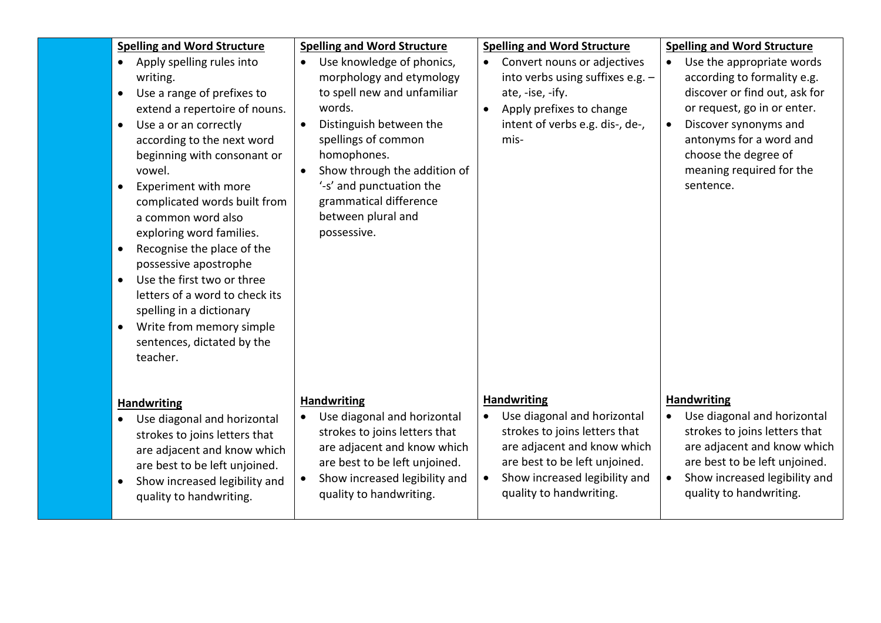| | | | | |
|---|---|---|---|---|
| | **Spelling and Word Structure**<br>• Apply spelling rules into writing.<br>• Use a range of prefixes to extend a repertoire of nouns.<br>• Use a or an correctly according to the next word beginning with consonant or vowel.<br>• Experiment with more complicated words built from a common word also exploring word families.<br>• Recognise the place of the possessive apostrophe<br>• Use the first two or three letters of a word to check its spelling in a dictionary<br>• Write from memory simple sentences, dictated by the teacher.<br><br>**Handwriting**<br>• Use diagonal and horizontal strokes to joins letters that are adjacent and know which are best to be left unjoined.<br>• Show increased legibility and quality to handwriting. | **Spelling and Word Structure**<br>• Use knowledge of phonics, morphology and etymology to spell new and unfamiliar words.<br>• Distinguish between the spellings of common homophones.<br>• Show through the addition of '-s' and punctuation the grammatical difference between plural and possessive.<br><br>**Handwriting**<br>• Use diagonal and horizontal strokes to joins letters that are adjacent and know which are best to be left unjoined.<br>• Show increased legibility and quality to handwriting. | **Spelling and Word Structure**<br>• Convert nouns or adjectives into verbs using suffixes e.g. –ate, -ise, -ify.<br>• Apply prefixes to change intent of verbs e.g. dis-, de-, mis-<br><br>**Handwriting**<br>• Use diagonal and horizontal strokes to joins letters that are adjacent and know which are best to be left unjoined.<br>• Show increased legibility and quality to handwriting. | **Spelling and Word Structure**<br>• Use the appropriate words according to formality e.g. discover or find out, ask for or request, go in or enter.<br>• Discover synonyms and antonyms for a word and choose the degree of meaning required for the sentence.<br><br>**Handwriting**<br>• Use diagonal and horizontal strokes to joins letters that are adjacent and know which are best to be left unjoined.<br>• Show increased legibility and quality to handwriting. |